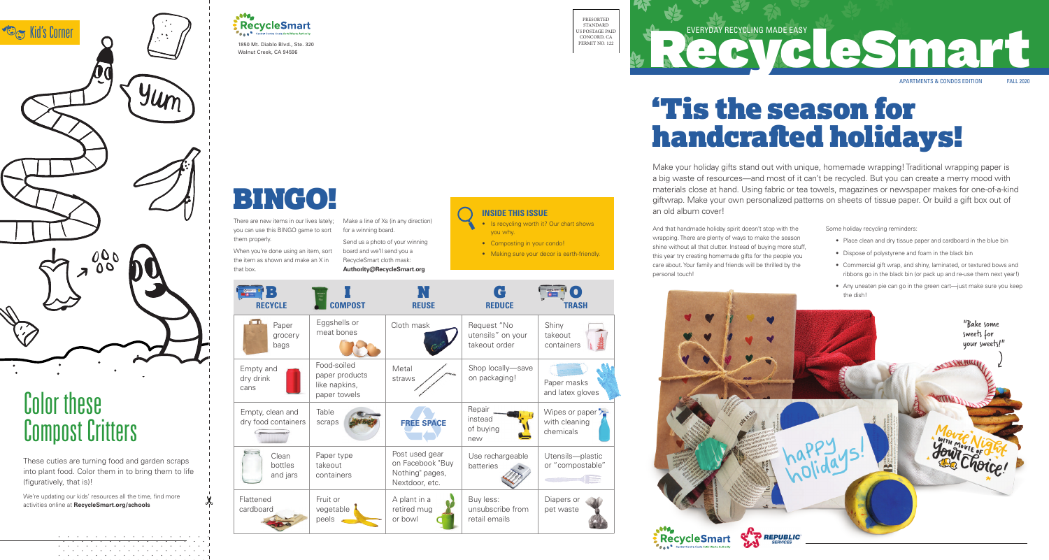# Kid's Corner

## Color these Compost Critters

These cuties are turning food and garden scraps into plant food. Color them in to bring them to life (figuratively, that is)!

We're updating our kids' resources all the time, find more activities online at **RecycleSmart.org/schools**

RecycleSmart

1850 Mt. Diablo Blvd., Ste. 320
Walnut Creek, CA 94596

PRESORTED STANDARD US POSTAGE PAID CONCORD, CA PERMIT NO. 122

# BINGO!

There are new items in our lives lately; you can use this BINGO game to sort them properly.

When you're done using an item, sort the item as shown and make an X in that box.

Make a line of Xs (in any direction) for a winning board.

Send us a photo of your winning board and we'll send you a RecycleSmart cloth mask: **Authority@RecycleSmart.org**

### INSIDE THIS ISSUE

- Is recycling worth it? Our chart shows you why.
- Composting in your condo!
- Making sure your decor is earth-friendly.

| B RECYCLE | I COMPOST | N REUSE | G REDUCE | O TRASH |
|---|---|---|---|---|
| Paper grocery bags | Eggshells or meat bones | Cloth mask | Request "No utensils" on your takeout order | Shiny takeout containers |
| Empty and dry drink cans | Food-soiled paper products like napkins, paper towels | Metal straws | Shop locally—save on packaging! | Paper masks and latex gloves |
| Empty, clean and dry food containers | Table scraps | FREE SPACE | Repair instead of buying new | Wipes or paper with cleaning chemicals |
| Clean bottles and jars | Paper type takeout containers | Post used gear on Facebook "Buy Nothing" pages, Nextdoor, etc. | Use rechargeable batteries | Utensils—plastic or "compostable" |
| Flattened cardboard | Fruit or vegetable peels | A plant in a retired mug or bowl | Buy less: unsubscribe from retail emails | Diapers or pet waste |

EVERYDAY RECYCLING MADE EASY

# RecycleSmart

APARTMENTS & CONDOS EDITION FALL 2020

# 'Tis the season for handcrafted holidays!

Make your holiday gifts stand out with unique, homemade wrapping! Traditional wrapping paper is a big waste of resources—and most of it can't be recycled. But you can create a merry mood with materials close at hand. Using fabric or tea towels, magazines or newspaper makes for one-of-a-kind giftwrap. Make your own personalized patterns on sheets of tissue paper. Or build a gift box out of an old album cover!

And that handmade holiday spirit doesn't stop with the wrapping. There are plenty of ways to make the season shine without all that clutter. Instead of buying more stuff, this year try creating homemade gifts for the people you care about. Your family and friends will be thrilled by the personal touch!

Some holiday recycling reminders:

- Place clean and dry tissue paper and cardboard in the blue bin
- Dispose of polystyrene and foam in the black bin
- Commercial gift wrap, and shiny, laminated, or textured bows and ribbons go in the black bin (or pack up and re-use them next year!)
- Any uneaten pie can go in the green cart—just make sure you keep the dish!

"Bake some sweets for your sweets!"

happy holidays!

Movie Night with Movie of Your Choice!

RecycleSmart REPUBLIC SERVICES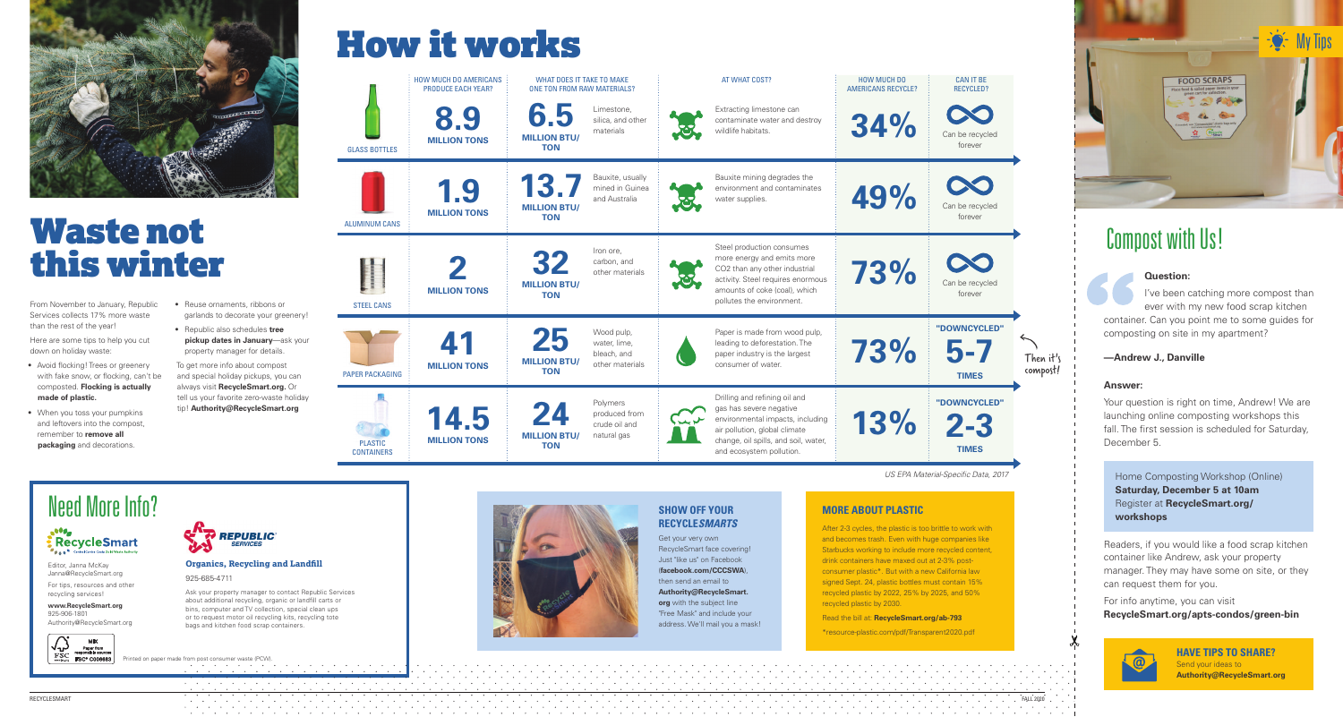# Waste not this winter

From November to January, Republic Services collects 17% more waste than the rest of the year!

Here are some tips to help you cut down on holiday waste:

- Avoid flocking! Trees or greenery with fake snow, or flocking, can't be composted. **Flocking is actually made of plastic.**
- When you toss your pumpkins and leftovers into the compost, remember to **remove all packaging** and decorations.
- Reuse ornaments, ribbons or garlands to decorate your greenery!
- Republic also schedules **tree pickup dates in January**—ask your property manager for details.

To get more info about compost and special holiday pickups, you can always visit **RecycleSmart.org.** Or tell us your favorite zero-waste holiday tip! **Authority@RecycleSmart.org**

# How it works

| | HOW MUCH DO AMERICANS PRODUCE EACH YEAR? | WHAT DOES IT TAKE TO MAKE ONE TON FROM RAW MATERIALS? | | AT WHAT COST? | HOW MUCH DO AMERICANS RECYCLE? | CAN IT BE RECYCLED? |
|---|---|---|---|---|---|---|
| GLASS BOTTLES | 8.9 MILLION TONS | 6.5 MILLION BTU/TON | Limestone, silica, and other materials | Extracting limestone can contaminate water and destroy wildlife habitats. | 34% | ∞ Can be recycled forever |
| ALUMINUM CANS | 1.9 MILLION TONS | 13.7 MILLION BTU/TON | Bauxite, usually mined in Guinea and Australia | Bauxite mining degrades the environment and contaminates water supplies. | 49% | ∞ Can be recycled forever |
| STEEL CANS | 2 MILLION TONS | 32 MILLION BTU/TON | Iron ore, carbon, and other materials | Steel production consumes more energy and emits more $CO_2$ than any other industrial activity. Steel requires enormous amounts of coke (coal), which pollutes the environment. | 73% | ∞ Can be recycled forever |
| PAPER PACKAGING | 41 MILLION TONS | 25 MILLION BTU/TON | Wood pulp, water, lime, bleach, and other materials | Paper is made from wood pulp, leading to deforestation. The paper industry is the largest consumer of water. | 73% | "DOWNCYCLED" 5-7 TIMES |
| PLASTIC CONTAINERS | 14.5 MILLION TONS | 24 MILLION BTU/TON | Polymers produced from crude oil and natural gas | Drilling and refining oil and gas has severe negative environmental impacts, including air pollution, global climate change, oil spills, and soil, water, and ecosystem pollution. | 13% | "DOWNCYCLED" 2-3 TIMES |

Then it's compost!

*US EPA Material-Specific Data, 2017*

# Compost with Us!

**Question:**

I've been catching more compost than ever with my new food scrap kitchen container. Can you point me to some guides for composting on site in my apartment?

**—Andrew J., Danville**

**Answer:**

Your question is right on time, Andrew! We are launching online composting workshops this fall. The first session is scheduled for Saturday, December 5.

Home Composting Workshop (Online)
**Saturday, December 5 at 10am**
Register at **RecycleSmart.org/workshops**

Readers, if you would like a food scrap kitchen container like Andrew, ask your property manager. They may have some on site, or they can request them for you.

For info anytime, you can visit **RecycleSmart.org/apts-condos/green-bin**

# Need More Info?

RecycleSmart

Editor, Janna McKay
Janna@RecycleSmart.org

For tips, resources and other recycling services!

**www.RecycleSmart.org**
925-906-1801
Authority@RecycleSmart.org

REPUBLIC SERVICES

**Organics, Recycling and Landfill**

925-685-4711

Ask your property manager to contact Republic Services about additional recycling, organic or landfill carts or bins, computer and TV collection, special clean ups or to request motor oil recycling kits, recycling tote bags and kitchen food scrap containers.

MIX Paper from responsible sources FSC® C006683

Printed on paper made from post consumer waste (PCW).

## SHOW OFF YOUR RECYCLE*SMARTS*

Get your very own RecycleSmart face covering! Just "like us" on Facebook (**facebook.com/CCCSWA**), then send an email to **Authority@RecycleSmart.org** with the subject line "Free Mask" and include your address. We'll mail you a mask!

## MORE ABOUT PLASTIC

After 2-3 cycles, the plastic is too brittle to work with and becomes trash. Even with huge companies like Starbucks working to include more recycled content, drink containers have maxed out at 2-3% post-consumer plastic*. But with a new California law signed Sept. 24, plastic bottles must contain 15% recycled plastic by 2022, 25% by 2025, and 50% recycled plastic by 2030.

Read the bill at: **RecycleSmart.org/ab-793**

*resource-plastic.com/pdf/Transparent2020.pdf

**HAVE TIPS TO SHARE?**
Send your ideas to **Authority@RecycleSmart.org**